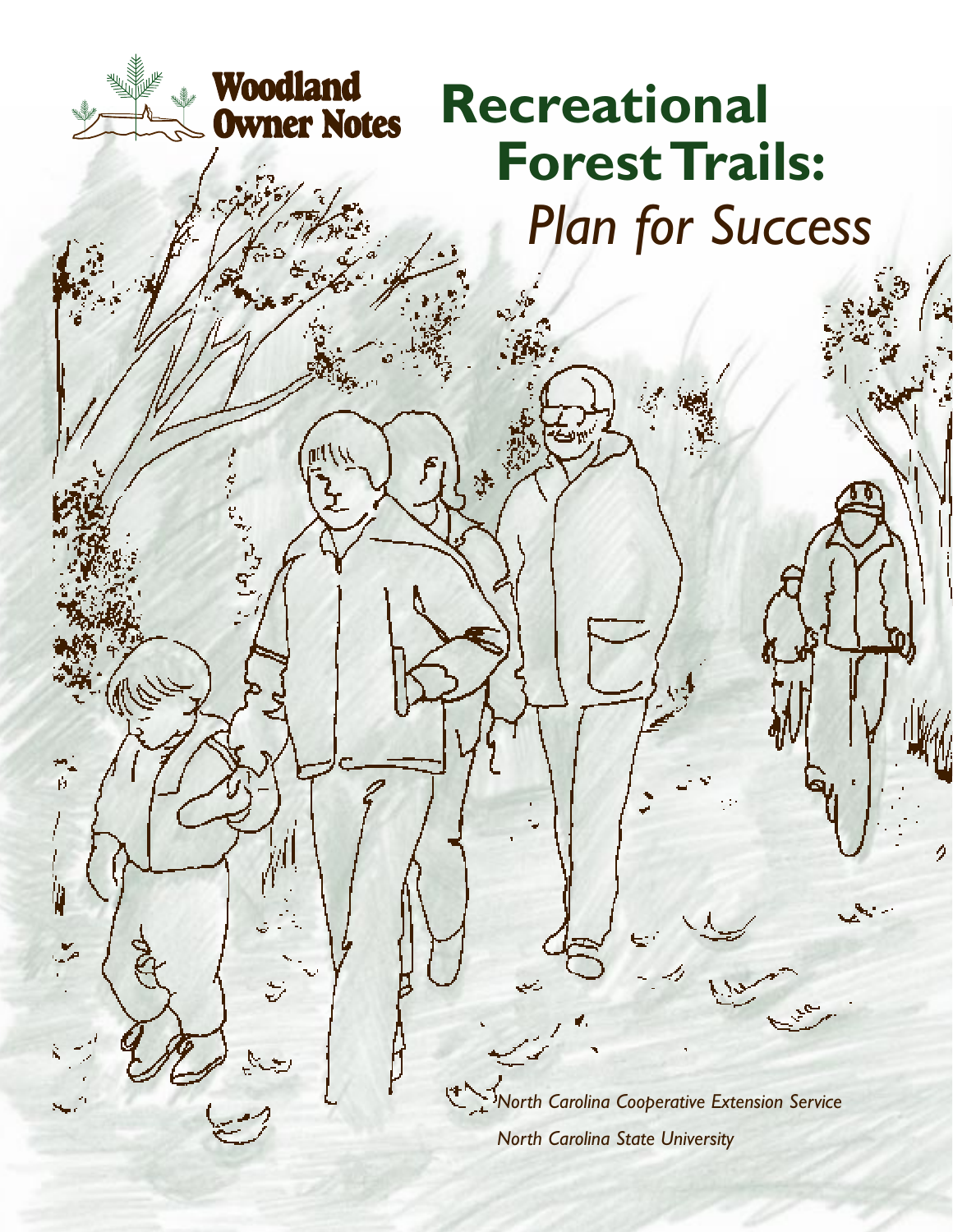Woodland Owner Notes

# Recreational Forest Trails: *Plan for Success*

*North Carolina Cooperative Extension Service*

*North Carolina State University*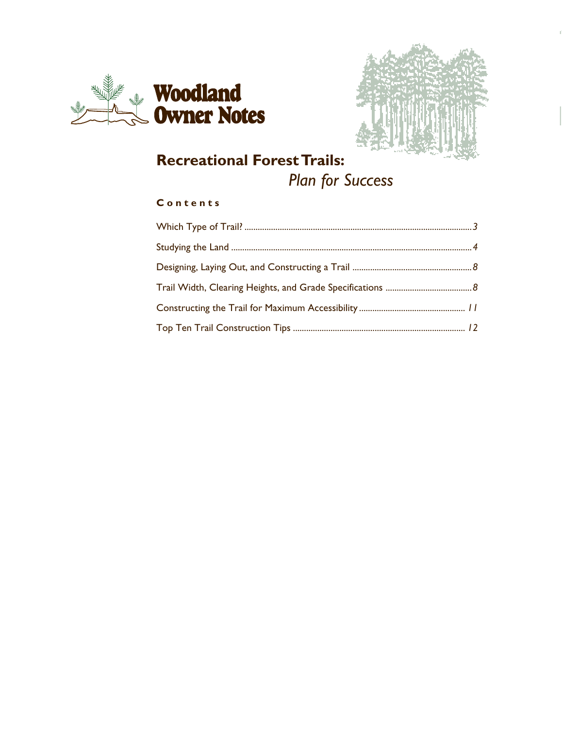# Woodland Owner Notes

## Recreational Forest Trails:

### *Plan for Success*

**Contents**

- Which Type of Trail? ............ *3*
- Studying the Land ............ *4*
- Designing, Laying Out, and Constructing a Trail ............ *8*
- Trail Width, Clearing Heights, and Grade Specifications ............ *8*
- Constructing the Trail for Maximum Accessibility ............ *11*
- Top Ten Trail Construction Tips ............ *12*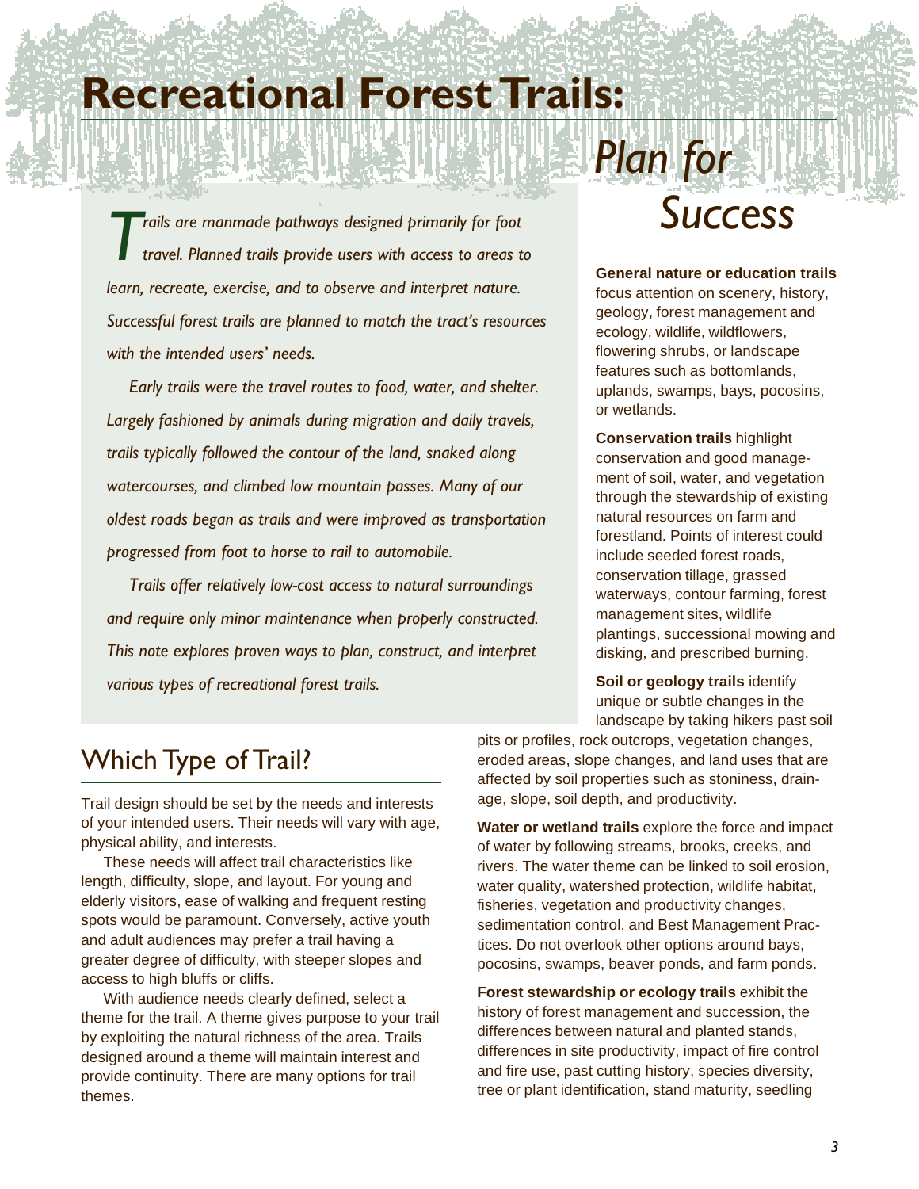# Recreational Forest Trails: Plan for Success

*Trails are manmade pathways designed primarily for foot travel. Planned trails provide users with access to areas to learn, recreate, exercise, and to observe and interpret nature. Successful forest trails are planned to match the tract's resources with the intended users' needs.*

*Early trails were the travel routes to food, water, and shelter. Largely fashioned by animals during migration and daily travels, trails typically followed the contour of the land, snaked along watercourses, and climbed low mountain passes. Many of our oldest roads began as trails and were improved as transportation progressed from foot to horse to rail to automobile.*

*Trails offer relatively low-cost access to natural surroundings and require only minor maintenance when properly constructed. This note explores proven ways to plan, construct, and interpret various types of recreational forest trails.*

## Which Type of Trail?

Trail design should be set by the needs and interests of your intended users. Their needs will vary with age, physical ability, and interests.

These needs will affect trail characteristics like length, difficulty, slope, and layout. For young and elderly visitors, ease of walking and frequent resting spots would be paramount. Conversely, active youth and adult audiences may prefer a trail having a greater degree of difficulty, with steeper slopes and access to high bluffs or cliffs.

With audience needs clearly defined, select a theme for the trail. A theme gives purpose to your trail by exploiting the natural richness of the area. Trails designed around a theme will maintain interest and provide continuity. There are many options for trail themes.

**General nature or education trails** focus attention on scenery, history, geology, forest management and ecology, wildlife, wildflowers, flowering shrubs, or landscape features such as bottomlands, uplands, swamps, bays, pocosins, or wetlands.

**Conservation trails** highlight conservation and good management of soil, water, and vegetation through the stewardship of existing natural resources on farm and forestland. Points of interest could include seeded forest roads, conservation tillage, grassed waterways, contour farming, forest management sites, wildlife plantings, successional mowing and disking, and prescribed burning.

**Soil or geology trails** identify unique or subtle changes in the landscape by taking hikers past soil pits or profiles, rock outcrops, vegetation changes, eroded areas, slope changes, and land uses that are affected by soil properties such as stoniness, drainage, slope, soil depth, and productivity.

**Water or wetland trails** explore the force and impact of water by following streams, brooks, creeks, and rivers. The water theme can be linked to soil erosion, water quality, watershed protection, wildlife habitat, fisheries, vegetation and productivity changes, sedimentation control, and Best Management Practices. Do not overlook other options around bays, pocosins, swamps, beaver ponds, and farm ponds.

**Forest stewardship or ecology trails** exhibit the history of forest management and succession, the differences between natural and planted stands, differences in site productivity, impact of fire control and fire use, past cutting history, species diversity, tree or plant identification, stand maturity, seedling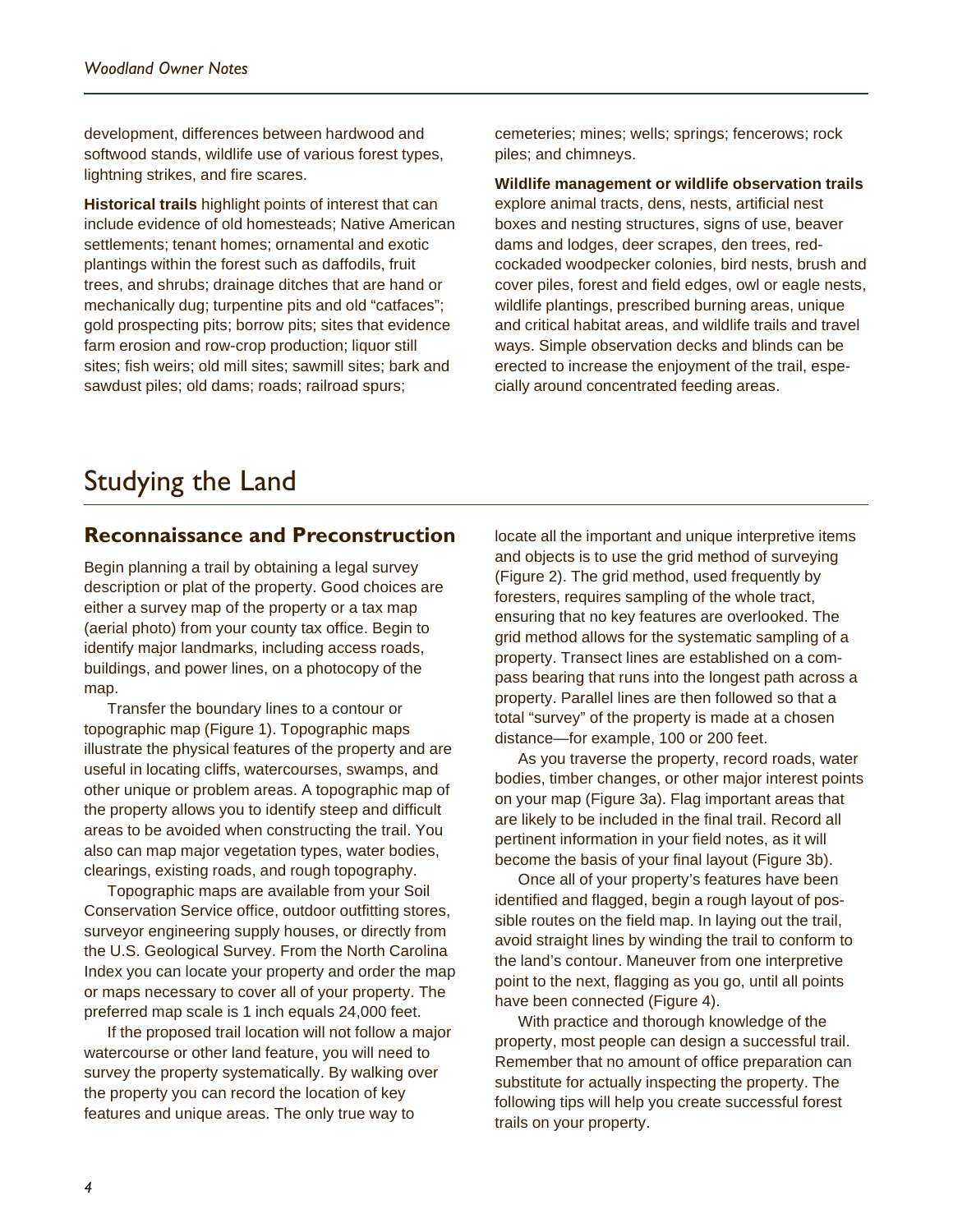development, differences between hardwood and softwood stands, wildlife use of various forest types, lightning strikes, and fire scares.

**Historical trails** highlight points of interest that can include evidence of old homesteads; Native American settlements; tenant homes; ornamental and exotic plantings within the forest such as daffodils, fruit trees, and shrubs; drainage ditches that are hand or mechanically dug; turpentine pits and old "catfaces"; gold prospecting pits; borrow pits; sites that evidence farm erosion and row-crop production; liquor still sites; fish weirs; old mill sites; sawmill sites; bark and sawdust piles; old dams; roads; railroad spurs; cemeteries; mines; wells; springs; fencerows; rock piles; and chimneys.

**Wildlife management or wildlife observation trails** explore animal tracts, dens, nests, artificial nest boxes and nesting structures, signs of use, beaver dams and lodges, deer scrapes, den trees, red-cockaded woodpecker colonies, bird nests, brush and cover piles, forest and field edges, owl or eagle nests, wildlife plantings, prescribed burning areas, unique and critical habitat areas, and wildlife trails and travel ways. Simple observation decks and blinds can be erected to increase the enjoyment of the trail, especially around concentrated feeding areas.

# Studying the Land

## Reconnaissance and Preconstruction

Begin planning a trail by obtaining a legal survey description or plat of the property. Good choices are either a survey map of the property or a tax map (aerial photo) from your county tax office. Begin to identify major landmarks, including access roads, buildings, and power lines, on a photocopy of the map.

Transfer the boundary lines to a contour or topographic map (Figure 1). Topographic maps illustrate the physical features of the property and are useful in locating cliffs, watercourses, swamps, and other unique or problem areas. A topographic map of the property allows you to identify steep and difficult areas to be avoided when constructing the trail. You also can map major vegetation types, water bodies, clearings, existing roads, and rough topography.

Topographic maps are available from your Soil Conservation Service office, outdoor outfitting stores, surveyor engineering supply houses, or directly from the U.S. Geological Survey. From the North Carolina Index you can locate your property and order the map or maps necessary to cover all of your property. The preferred map scale is 1 inch equals 24,000 feet.

If the proposed trail location will not follow a major watercourse or other land feature, you will need to survey the property systematically. By walking over the property you can record the location of key features and unique areas. The only true way to locate all the important and unique interpretive items and objects is to use the grid method of surveying (Figure 2). The grid method, used frequently by foresters, requires sampling of the whole tract, ensuring that no key features are overlooked. The grid method allows for the systematic sampling of a property. Transect lines are established on a compass bearing that runs into the longest path across a property. Parallel lines are then followed so that a total "survey" of the property is made at a chosen distance—for example, 100 or 200 feet.

As you traverse the property, record roads, water bodies, timber changes, or other major interest points on your map (Figure 3a). Flag important areas that are likely to be included in the final trail. Record all pertinent information in your field notes, as it will become the basis of your final layout (Figure 3b).

Once all of your property's features have been identified and flagged, begin a rough layout of possible routes on the field map. In laying out the trail, avoid straight lines by winding the trail to conform to the land's contour. Maneuver from one interpretive point to the next, flagging as you go, until all points have been connected (Figure 4).

With practice and thorough knowledge of the property, most people can design a successful trail. Remember that no amount of office preparation can substitute for actually inspecting the property. The following tips will help you create successful forest trails on your property.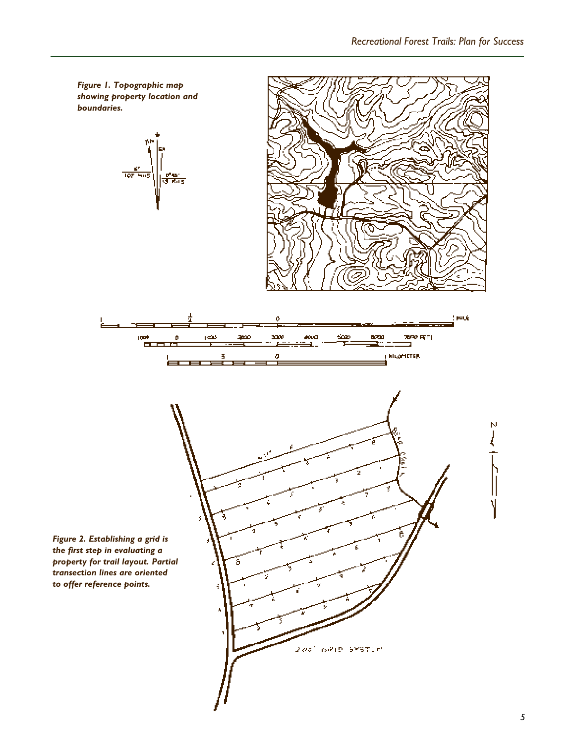*Figure 1. Topographic map showing property location and boundaries.*

*Figure 2. Establishing a grid is the first step in evaluating a property for trail layout. Partial transection lines are oriented to offer reference points.*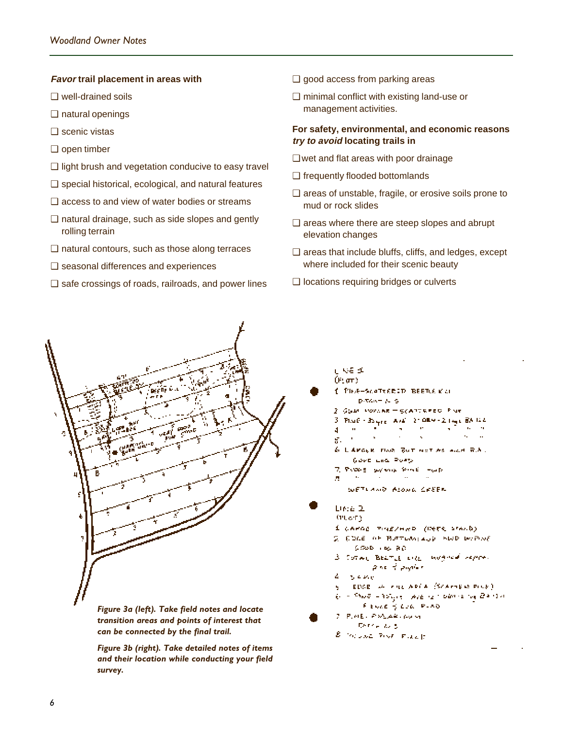***Favor* trail placement in areas with**

- ❑ well-drained soils
- ❑ natural openings
- ❑ scenic vistas
- ❑ open timber
- ❑ light brush and vegetation conducive to easy travel
- ❑ special historical, ecological, and natural features
- ❑ access to and view of water bodies or streams
- ❑ natural drainage, such as side slopes and gently rolling terrain
- ❑ natural contours, such as those along terraces
- ❑ seasonal differences and experiences
- ❑ safe crossings of roads, railroads, and power lines
- ❑ good access from parking areas
- ❑ minimal conflict with existing land-use or management activities.

**For safety, environmental, and economic reasons *try to avoid* locating trails in**

- ❑ wet and flat areas with poor drainage
- ❑ frequently flooded bottomlands
- ❑ areas of unstable, fragile, or erosive soils prone to mud or rock slides
- ❑ areas where there are steep slopes and abrupt elevation changes
- ❑ areas that include bluffs, cliffs, and ledges, except where included for their scenic beauty
- ❑ locations requiring bridges or culverts

*Figure 3a (left). Take field notes and locate transition areas and points of interest that can be connected by the final trail.*

*Figure 3b (right). Take detailed notes of items and their location while conducting your field survey.*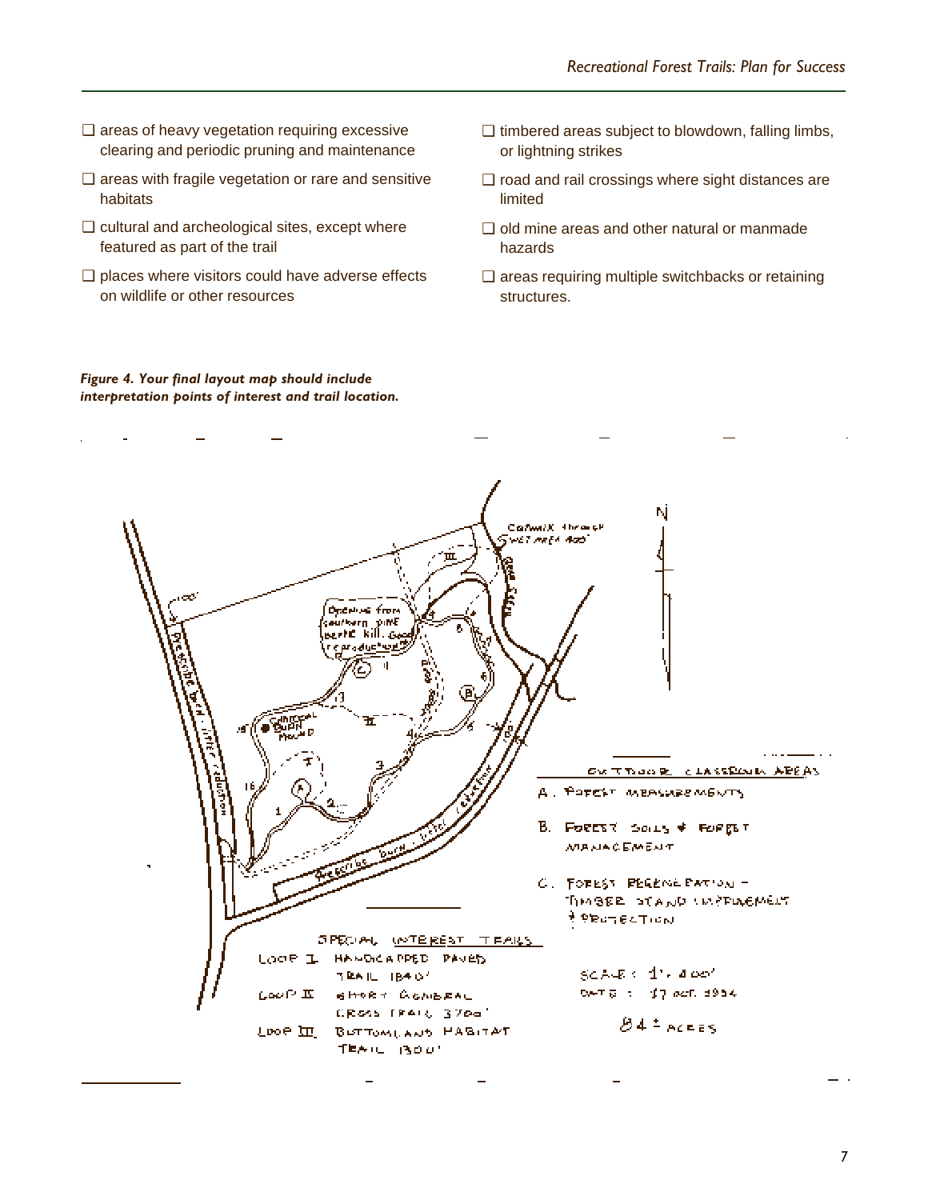- ❑ areas of heavy vegetation requiring excessive clearing and periodic pruning and maintenance
- ❑ areas with fragile vegetation or rare and sensitive habitats
- ❑ cultural and archeological sites, except where featured as part of the trail
- ❑ places where visitors could have adverse effects on wildlife or other resources
- ❑ timbered areas subject to blowdown, falling limbs, or lightning strikes
- ❑ road and rail crossings where sight distances are limited
- ❑ old mine areas and other natural or manmade hazards
- ❑ areas requiring multiple switchbacks or retaining structures.

***Figure 4. Your final layout map should include interpretation points of interest and trail location.***

OUTDOOR CLASSROOM AREAS

A. FOREST MEASUREMENTS

B. FOREST SOILS & FOREST MANAGEMENT

C. FOREST REGENERATION – TIMBER STAND IMPROVEMENT & PROTECTION

SPECIAL INTEREST TRAILS

LOOP I HANDICAPPED PAVED TRAIL 1840'

LOOP II SHORT GENERAL CROSS TRAIL 3700'

LOOP III BOTTOMLAND HABITAT TRAIL 1300'

SCALE: 1" = 400'

DATE: 17 OCT. 1984

84± ACRES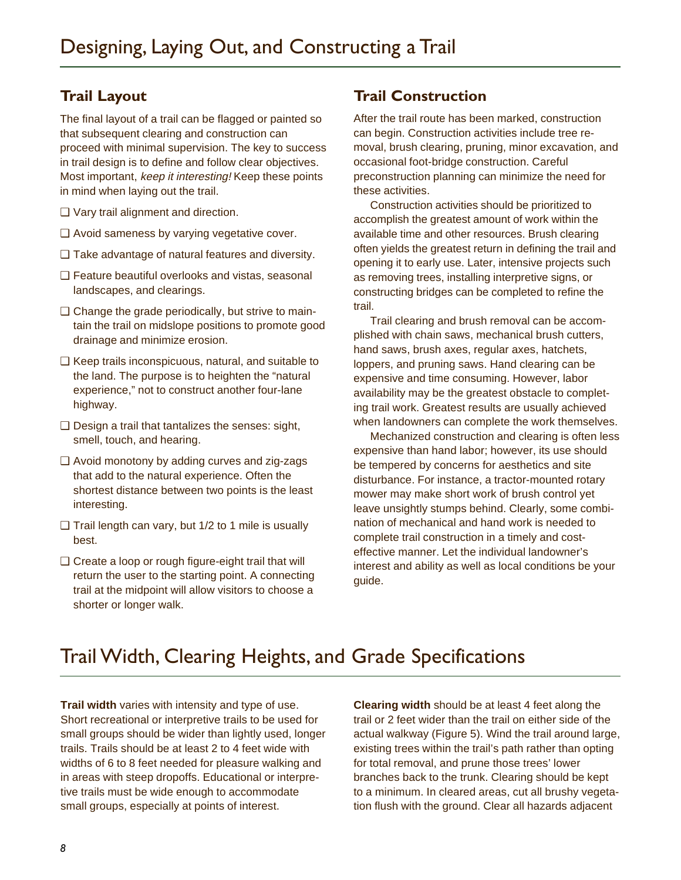# Designing, Laying Out, and Constructing a Trail

## Trail Layout

The final layout of a trail can be flagged or painted so that subsequent clearing and construction can proceed with minimal supervision. The key to success in trail design is to define and follow clear objectives. Most important, *keep it interesting!* Keep these points in mind when laying out the trail.

- ❑ Vary trail alignment and direction.
- ❑ Avoid sameness by varying vegetative cover.
- ❑ Take advantage of natural features and diversity.
- ❑ Feature beautiful overlooks and vistas, seasonal landscapes, and clearings.
- ❑ Change the grade periodically, but strive to maintain the trail on midslope positions to promote good drainage and minimize erosion.
- ❑ Keep trails inconspicuous, natural, and suitable to the land. The purpose is to heighten the "natural experience," not to construct another four-lane highway.
- ❑ Design a trail that tantalizes the senses: sight, smell, touch, and hearing.
- ❑ Avoid monotony by adding curves and zig-zags that add to the natural experience. Often the shortest distance between two points is the least interesting.
- ❑ Trail length can vary, but 1/2 to 1 mile is usually best.
- ❑ Create a loop or rough figure-eight trail that will return the user to the starting point. A connecting trail at the midpoint will allow visitors to choose a shorter or longer walk.

## Trail Construction

After the trail route has been marked, construction can begin. Construction activities include tree removal, brush clearing, pruning, minor excavation, and occasional foot-bridge construction. Careful preconstruction planning can minimize the need for these activities.

Construction activities should be prioritized to accomplish the greatest amount of work within the available time and other resources. Brush clearing often yields the greatest return in defining the trail and opening it to early use. Later, intensive projects such as removing trees, installing interpretive signs, or constructing bridges can be completed to refine the trail.

Trail clearing and brush removal can be accomplished with chain saws, mechanical brush cutters, hand saws, brush axes, regular axes, hatchets, loppers, and pruning saws. Hand clearing can be expensive and time consuming. However, labor availability may be the greatest obstacle to completing trail work. Greatest results are usually achieved when landowners can complete the work themselves.

Mechanized construction and clearing is often less expensive than hand labor; however, its use should be tempered by concerns for aesthetics and site disturbance. For instance, a tractor-mounted rotary mower may make short work of brush control yet leave unsightly stumps behind. Clearly, some combination of mechanical and hand work is needed to complete trail construction in a timely and cost-effective manner. Let the individual landowner's interest and ability as well as local conditions be your guide.

# Trail Width, Clearing Heights, and Grade Specifications

**Trail width** varies with intensity and type of use. Short recreational or interpretive trails to be used for small groups should be wider than lightly used, longer trails. Trails should be at least 2 to 4 feet wide with widths of 6 to 8 feet needed for pleasure walking and in areas with steep dropoffs. Educational or interpretive trails must be wide enough to accommodate small groups, especially at points of interest.

**Clearing width** should be at least 4 feet along the trail or 2 feet wider than the trail on either side of the actual walkway (Figure 5). Wind the trail around large, existing trees within the trail's path rather than opting for total removal, and prune those trees' lower branches back to the trunk. Clearing should be kept to a minimum. In cleared areas, cut all brushy vegetation flush with the ground. Clear all hazards adjacent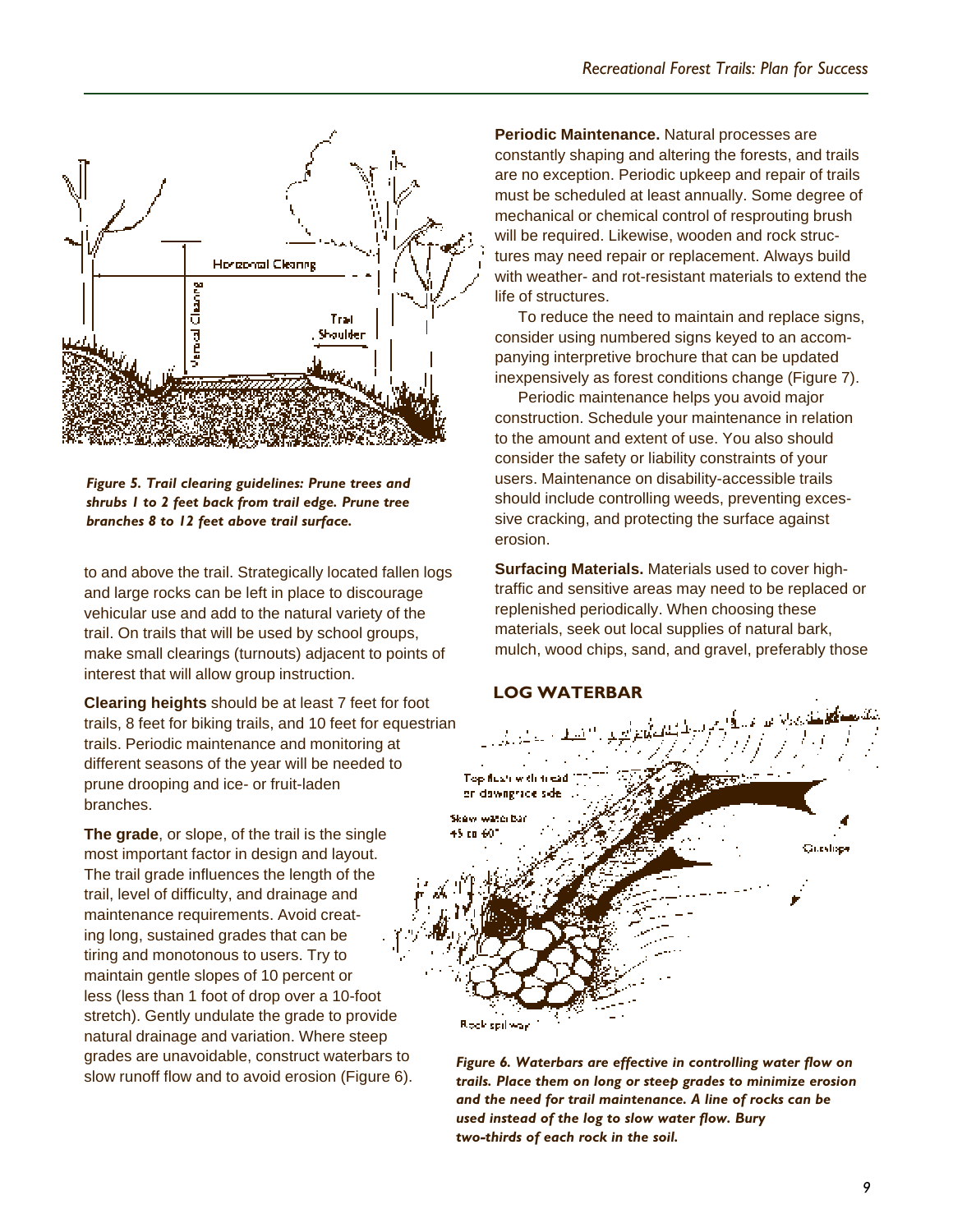*Figure 5. Trail clearing guidelines: Prune trees and shrubs 1 to 2 feet back from trail edge. Prune tree branches 8 to 12 feet above trail surface.*

to and above the trail. Strategically located fallen logs and large rocks can be left in place to discourage vehicular use and add to the natural variety of the trail. On trails that will be used by school groups, make small clearings (turnouts) adjacent to points of interest that will allow group instruction.

**Clearing heights** should be at least 7 feet for foot trails, 8 feet for biking trails, and 10 feet for equestrian trails. Periodic maintenance and monitoring at different seasons of the year will be needed to prune drooping and ice- or fruit-laden branches.

**The grade**, or slope, of the trail is the single most important factor in design and layout. The trail grade influences the length of the trail, level of difficulty, and drainage and maintenance requirements. Avoid creating long, sustained grades that can be tiring and monotonous to users. Try to maintain gentle slopes of 10 percent or less (less than 1 foot of drop over a 10-foot stretch). Gently undulate the grade to provide natural drainage and variation. Where steep grades are unavoidable, construct waterbars to slow runoff flow and to avoid erosion (Figure 6).

**Periodic Maintenance.** Natural processes are constantly shaping and altering the forests, and trails are no exception. Periodic upkeep and repair of trails must be scheduled at least annually. Some degree of mechanical or chemical control of resprouting brush will be required. Likewise, wooden and rock structures may need repair or replacement. Always build with weather- and rot-resistant materials to extend the life of structures.

To reduce the need to maintain and replace signs, consider using numbered signs keyed to an accompanying interpretive brochure that can be updated inexpensively as forest conditions change (Figure 7).

Periodic maintenance helps you avoid major construction. Schedule your maintenance in relation to the amount and extent of use. You also should consider the safety or liability constraints of your users. Maintenance on disability-accessible trails should include controlling weeds, preventing excessive cracking, and protecting the surface against erosion.

**Surfacing Materials.** Materials used to cover high-traffic and sensitive areas may need to be replaced or replenished periodically. When choosing these materials, seek out local supplies of natural bark, mulch, wood chips, sand, and gravel, preferably those

*Figure 6. Waterbars are effective in controlling water flow on trails. Place them on long or steep grades to minimize erosion and the need for trail maintenance. A line of rocks can be used instead of the log to slow water flow. Bury two-thirds of each rock in the soil.*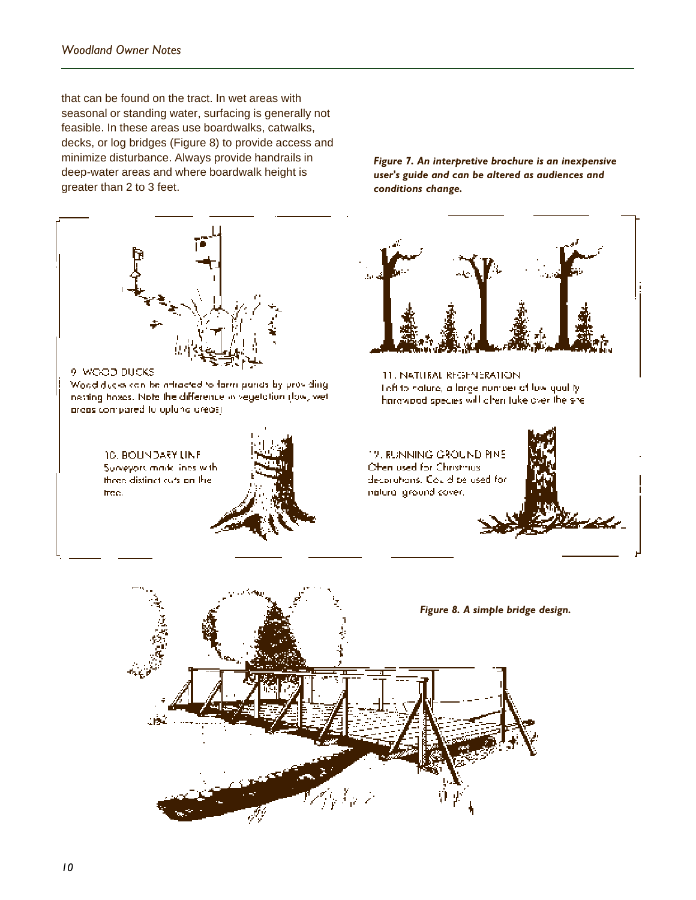that can be found on the tract. In wet areas with seasonal or standing water, surfacing is generally not feasible. In these areas use boardwalks, catwalks, decks, or log bridges (Figure 8) to provide access and minimize disturbance. Always provide handrails in deep-water areas and where boardwalk height is greater than 2 to 3 feet.

***Figure 7. An interpretive brochure is an inexpensive user's guide and can be altered as audiences and conditions change.***

9. WOOD DUCKS
Wood ducks can be attracted to farm ponds by providing nesting boxes. Note the difference in vegetation (low, wet areas compared to upland areas)

10. BOUNDARY LINE
Surveyors mark lines with three distinct cuts on the tree.

11. NATURAL REGENERATION
Left to nature, a large number of low quality hardwood species will often take over the site

12. RUNNING GROUND PINE
Often used for Christmas decorations. Could be used for natural ground cover.

***Figure 8. A simple bridge design.***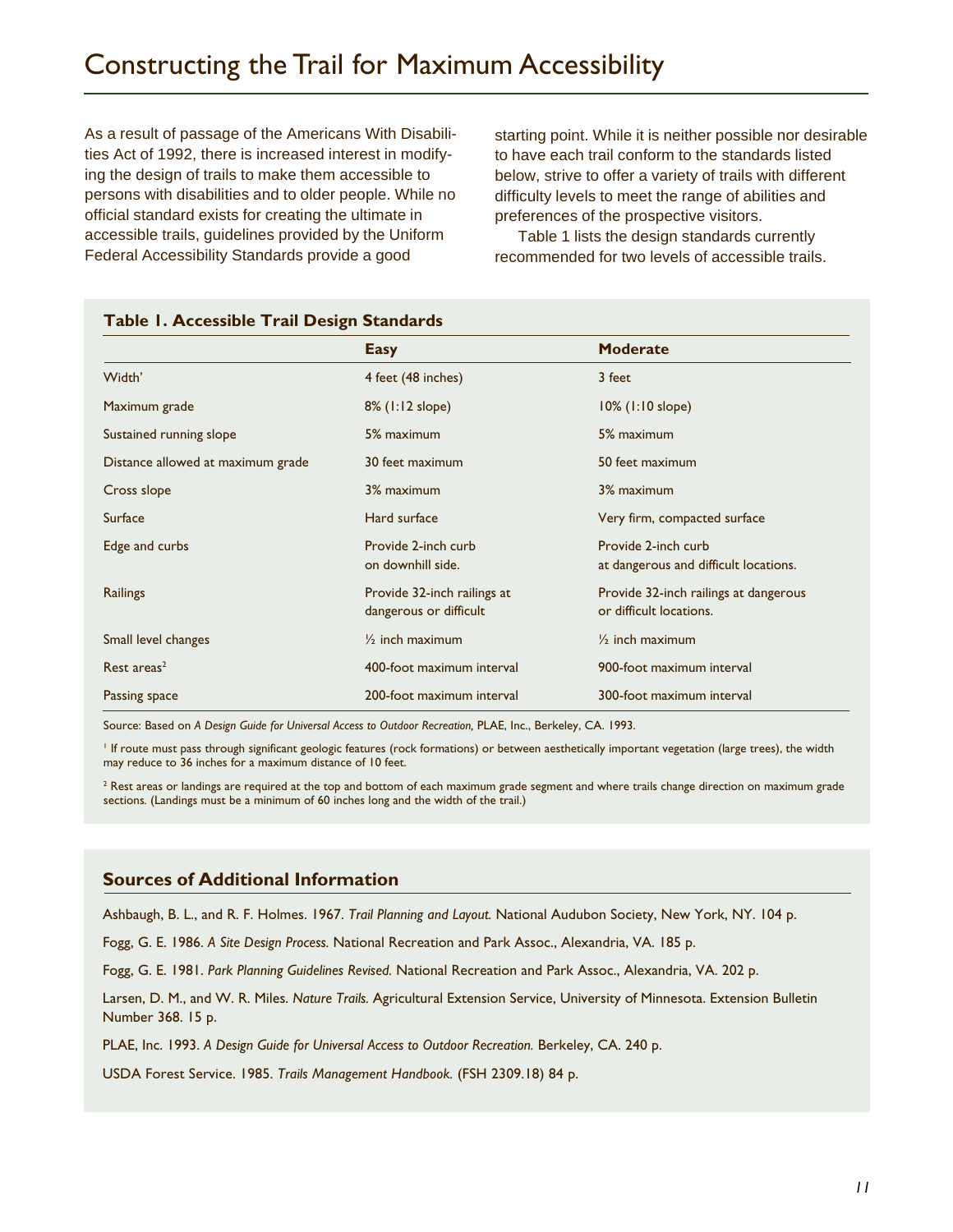# Constructing the Trail for Maximum Accessibility

As a result of passage of the Americans With Disabilities Act of 1992, there is increased interest in modifying the design of trails to make them accessible to persons with disabilities and to older people. While no official standard exists for creating the ultimate in accessible trails, guidelines provided by the Uniform Federal Accessibility Standards provide a good starting point. While it is neither possible nor desirable to have each trail conform to the standards listed below, strive to offer a variety of trails with different difficulty levels to meet the range of abilities and preferences of the prospective visitors.

Table 1 lists the design standards currently recommended for two levels of accessible trails.

**Table 1. Accessible Trail Design Standards**

| | Easy | Moderate |
|---|---|---|
| Width' | 4 feet (48 inches) | 3 feet |
| Maximum grade | 8% (1:12 slope) | 10% (1:10 slope) |
| Sustained running slope | 5% maximum | 5% maximum |
| Distance allowed at maximum grade | 30 feet maximum | 50 feet maximum |
| Cross slope | 3% maximum | 3% maximum |
| Surface | Hard surface | Very firm, compacted surface |
| Edge and curbs | Provide 2-inch curb on downhill side. | Provide 2-inch curb at dangerous and difficult locations. |
| Railings | Provide 32-inch railings at dangerous or difficult | Provide 32-inch railings at dangerous or difficult locations. |
| Small level changes | ½ inch maximum | ½ inch maximum |
| Rest areas[2] | 400-foot maximum interval | 900-foot maximum interval |
| Passing space | 200-foot maximum interval | 300-foot maximum interval |

Source: Based on *A Design Guide for Universal Access to Outdoor Recreation,* PLAE, Inc., Berkeley, CA. 1993.

[1] If route must pass through significant geologic features (rock formations) or between aesthetically important vegetation (large trees), the width may reduce to 36 inches for a maximum distance of 10 feet.

[2] Rest areas or landings are required at the top and bottom of each maximum grade segment and where trails change direction on maximum grade sections. (Landings must be a minimum of 60 inches long and the width of the trail.)

## Sources of Additional Information

Ashbaugh, B. L., and R. F. Holmes. 1967. *Trail Planning and Layout.* National Audubon Society, New York, NY. 104 p.

Fogg, G. E. 1986. *A Site Design Process.* National Recreation and Park Assoc., Alexandria, VA. 185 p.

Fogg, G. E. 1981. *Park Planning Guidelines Revised.* National Recreation and Park Assoc., Alexandria, VA. 202 p.

Larsen, D. M., and W. R. Miles. *Nature Trails.* Agricultural Extension Service, University of Minnesota. Extension Bulletin Number 368. 15 p.

PLAE, Inc. 1993. *A Design Guide for Universal Access to Outdoor Recreation.* Berkeley, CA. 240 p.

USDA Forest Service. 1985. *Trails Management Handbook.* (FSH 2309.18) 84 p.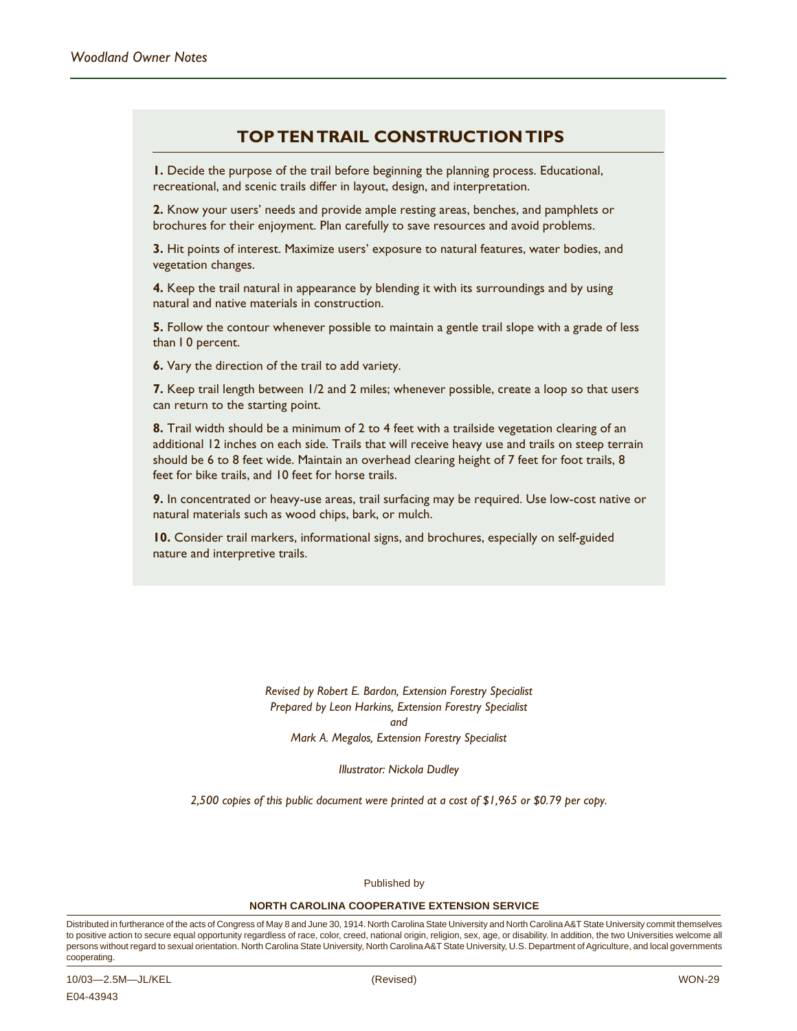## TOP TEN TRAIL CONSTRUCTION TIPS

**1.** Decide the purpose of the trail before beginning the planning process. Educational, recreational, and scenic trails differ in layout, design, and interpretation.

**2.** Know your users' needs and provide ample resting areas, benches, and pamphlets or brochures for their enjoyment. Plan carefully to save resources and avoid problems.

**3.** Hit points of interest. Maximize users' exposure to natural features, water bodies, and vegetation changes.

**4.** Keep the trail natural in appearance by blending it with its surroundings and by using natural and native materials in construction.

**5.** Follow the contour whenever possible to maintain a gentle trail slope with a grade of less than 10 percent.

**6.** Vary the direction of the trail to add variety.

**7.** Keep trail length between 1/2 and 2 miles; whenever possible, create a loop so that users can return to the starting point.

**8.** Trail width should be a minimum of 2 to 4 feet with a trailside vegetation clearing of an additional 12 inches on each side. Trails that will receive heavy use and trails on steep terrain should be 6 to 8 feet wide. Maintain an overhead clearing height of 7 feet for foot trails, 8 feet for bike trails, and 10 feet for horse trails.

**9.** In concentrated or heavy-use areas, trail surfacing may be required. Use low-cost native or natural materials such as wood chips, bark, or mulch.

**10.** Consider trail markers, informational signs, and brochures, especially on self-guided nature and interpretive trails.

*Revised by Robert E. Bardon, Extension Forestry Specialist*
*Prepared by Leon Harkins, Extension Forestry Specialist*
*and*
*Mark A. Megalos, Extension Forestry Specialist*

*Illustrator: Nickola Dudley*

*2,500 copies of this public document were printed at a cost of $1,965 or $0.79 per copy.*

Published by

**NORTH CAROLINA COOPERATIVE EXTENSION SERVICE**

Distributed in furtherance of the acts of Congress of May 8 and June 30, 1914. North Carolina State University and North Carolina A&T State University commit themselves to positive action to secure equal opportunity regardless of race, color, creed, national origin, religion, sex, age, or disability. In addition, the two Universities welcome all persons without regard to sexual orientation. North Carolina State University, North Carolina A&T State University, U.S. Department of Agriculture, and local governments cooperating.

10/03—2.5M—JL/KEL (Revised) WON-29

E04-43943